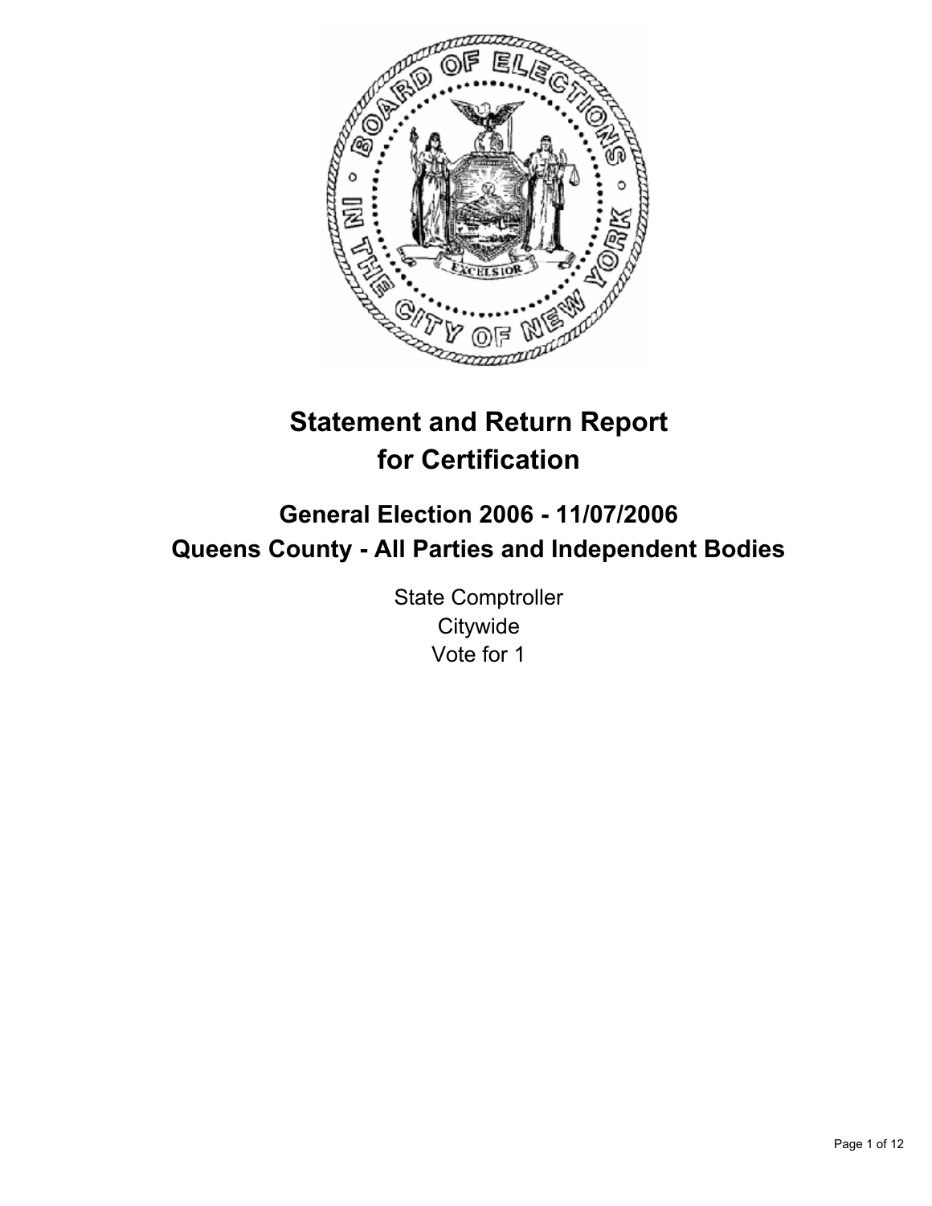# Statement and Return Report for Certification

## General Election 2006 - 11/07/2006
## Queens County - All Parties and Independent Bodies

State Comptroller
Citywide
Vote for 1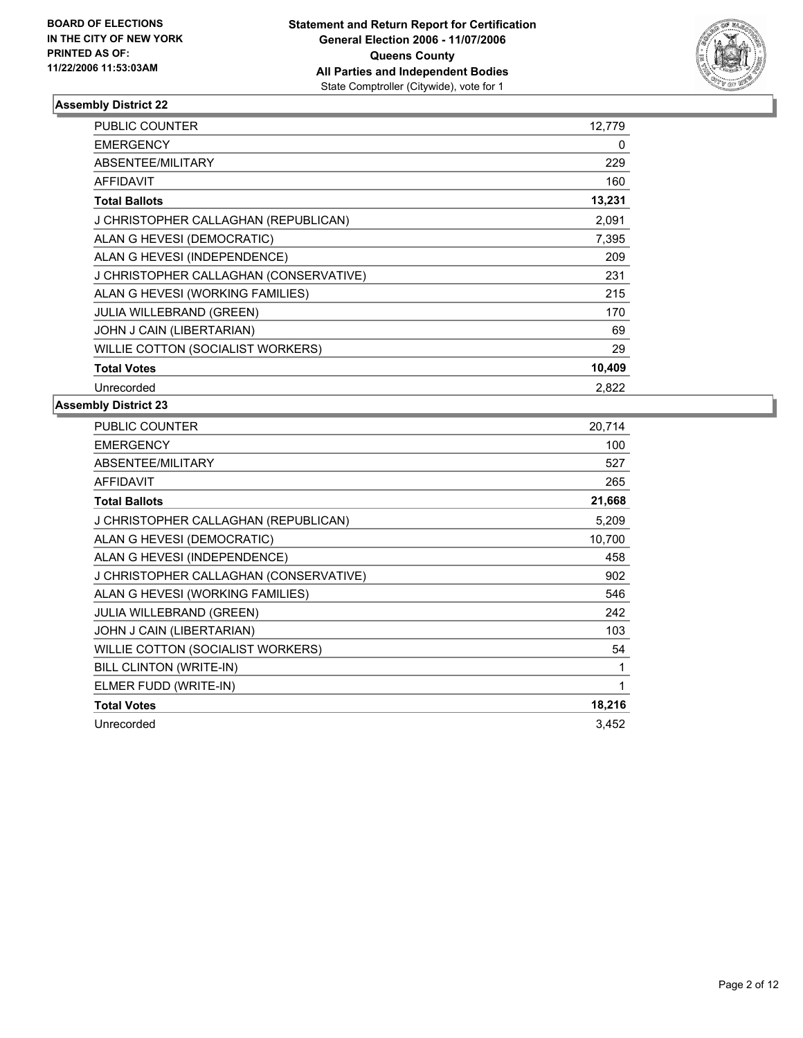**BOARD OF ELECTIONS IN THE CITY OF NEW YORK PRINTED AS OF: 11/22/2006 11:53:03AM**

**Statement and Return Report for Certification General Election 2006 - 11/07/2006 Queens County All Parties and Independent Bodies**
State Comptroller (Citywide), vote for 1

## Assembly District 22

| | |
|---|---|
| PUBLIC COUNTER | 12,779 |
| EMERGENCY | 0 |
| ABSENTEE/MILITARY | 229 |
| AFFIDAVIT | 160 |
| **Total Ballots** | **13,231** |
| J CHRISTOPHER CALLAGHAN (REPUBLICAN) | 2,091 |
| ALAN G HEVESI (DEMOCRATIC) | 7,395 |
| ALAN G HEVESI (INDEPENDENCE) | 209 |
| J CHRISTOPHER CALLAGHAN (CONSERVATIVE) | 231 |
| ALAN G HEVESI (WORKING FAMILIES) | 215 |
| JULIA WILLEBRAND (GREEN) | 170 |
| JOHN J CAIN (LIBERTARIAN) | 69 |
| WILLIE COTTON (SOCIALIST WORKERS) | 29 |
| **Total Votes** | **10,409** |
| Unrecorded | 2,822 |

## Assembly District 23

| | |
|---|---|
| PUBLIC COUNTER | 20,714 |
| EMERGENCY | 100 |
| ABSENTEE/MILITARY | 527 |
| AFFIDAVIT | 265 |
| **Total Ballots** | **21,668** |
| J CHRISTOPHER CALLAGHAN (REPUBLICAN) | 5,209 |
| ALAN G HEVESI (DEMOCRATIC) | 10,700 |
| ALAN G HEVESI (INDEPENDENCE) | 458 |
| J CHRISTOPHER CALLAGHAN (CONSERVATIVE) | 902 |
| ALAN G HEVESI (WORKING FAMILIES) | 546 |
| JULIA WILLEBRAND (GREEN) | 242 |
| JOHN J CAIN (LIBERTARIAN) | 103 |
| WILLIE COTTON (SOCIALIST WORKERS) | 54 |
| BILL CLINTON (WRITE-IN) | 1 |
| ELMER FUDD (WRITE-IN) | 1 |
| **Total Votes** | **18,216** |
| Unrecorded | 3,452 |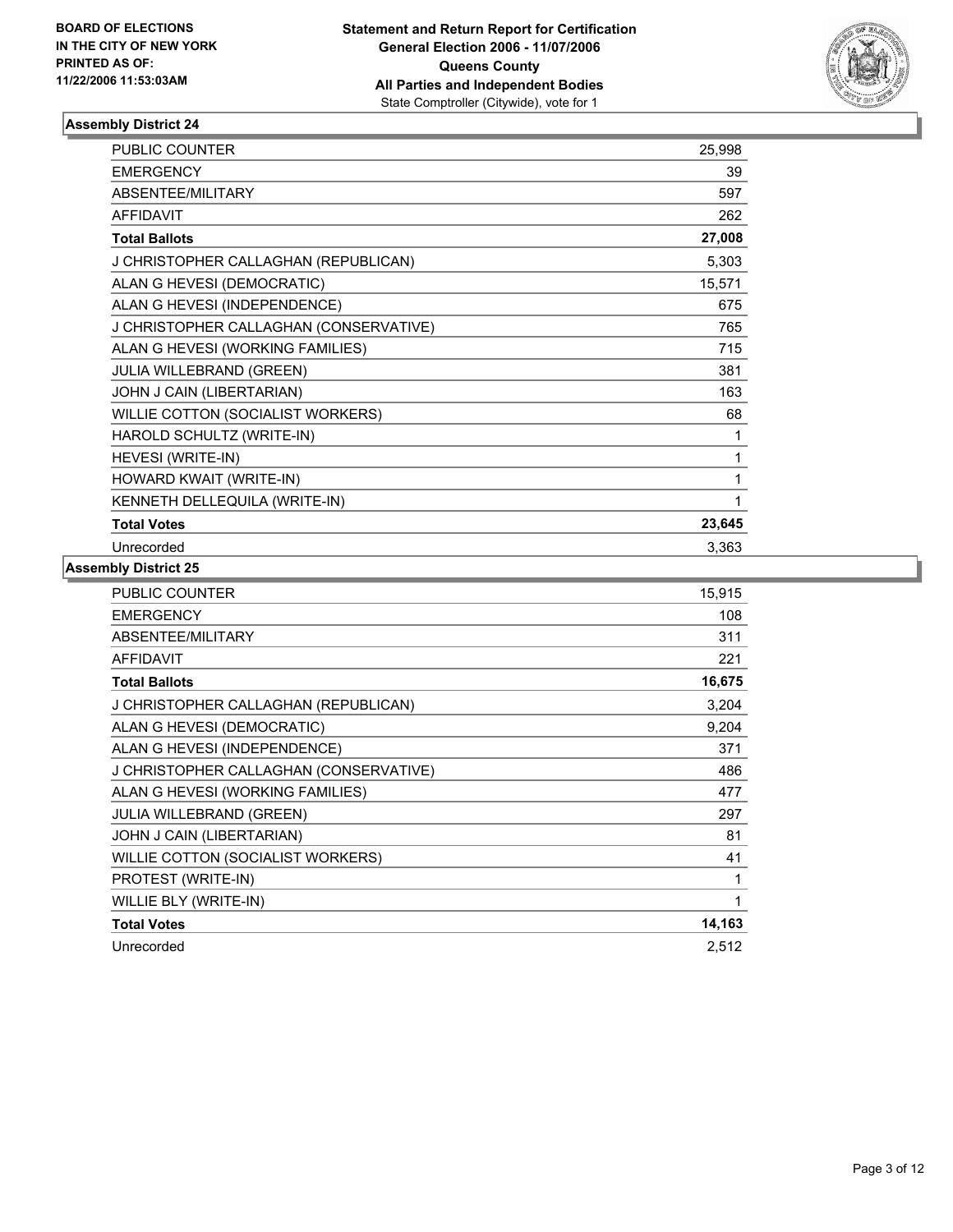**BOARD OF ELECTIONS IN THE CITY OF NEW YORK PRINTED AS OF: 11/22/2006 11:53:03AM**

**Statement and Return Report for Certification General Election 2006 - 11/07/2006 Queens County All Parties and Independent Bodies**
State Comptroller (Citywide), vote for 1

### Assembly District 24

| | |
|---|---|
| PUBLIC COUNTER | 25,998 |
| EMERGENCY | 39 |
| ABSENTEE/MILITARY | 597 |
| AFFIDAVIT | 262 |
| **Total Ballots** | **27,008** |
| J CHRISTOPHER CALLAGHAN (REPUBLICAN) | 5,303 |
| ALAN G HEVESI (DEMOCRATIC) | 15,571 |
| ALAN G HEVESI (INDEPENDENCE) | 675 |
| J CHRISTOPHER CALLAGHAN (CONSERVATIVE) | 765 |
| ALAN G HEVESI (WORKING FAMILIES) | 715 |
| JULIA WILLEBRAND (GREEN) | 381 |
| JOHN J CAIN (LIBERTARIAN) | 163 |
| WILLIE COTTON (SOCIALIST WORKERS) | 68 |
| HAROLD SCHULTZ (WRITE-IN) | 1 |
| HEVESI (WRITE-IN) | 1 |
| HOWARD KWAIT (WRITE-IN) | 1 |
| KENNETH DELLEQUILA (WRITE-IN) | 1 |
| **Total Votes** | **23,645** |
| Unrecorded | 3,363 |

### Assembly District 25

| | |
|---|---|
| PUBLIC COUNTER | 15,915 |
| EMERGENCY | 108 |
| ABSENTEE/MILITARY | 311 |
| AFFIDAVIT | 221 |
| **Total Ballots** | **16,675** |
| J CHRISTOPHER CALLAGHAN (REPUBLICAN) | 3,204 |
| ALAN G HEVESI (DEMOCRATIC) | 9,204 |
| ALAN G HEVESI (INDEPENDENCE) | 371 |
| J CHRISTOPHER CALLAGHAN (CONSERVATIVE) | 486 |
| ALAN G HEVESI (WORKING FAMILIES) | 477 |
| JULIA WILLEBRAND (GREEN) | 297 |
| JOHN J CAIN (LIBERTARIAN) | 81 |
| WILLIE COTTON (SOCIALIST WORKERS) | 41 |
| PROTEST (WRITE-IN) | 1 |
| WILLIE BLY (WRITE-IN) | 1 |
| **Total Votes** | **14,163** |
| Unrecorded | 2,512 |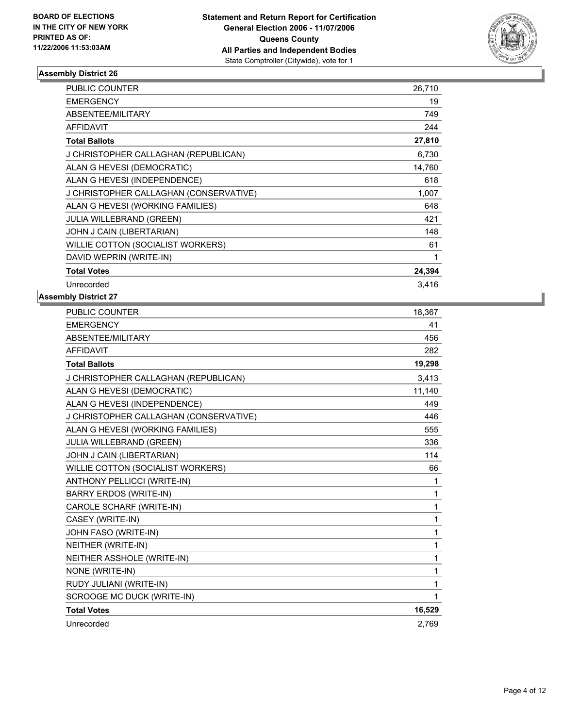**BOARD OF ELECTIONS IN THE CITY OF NEW YORK PRINTED AS OF: 11/22/2006 11:53:03AM**

**Statement and Return Report for Certification General Election 2006 - 11/07/2006 Queens County All Parties and Independent Bodies**
State Comptroller (Citywide), vote for 1

### Assembly District 26

| | |
|---|---|
| PUBLIC COUNTER | 26,710 |
| EMERGENCY | 19 |
| ABSENTEE/MILITARY | 749 |
| AFFIDAVIT | 244 |
| **Total Ballots** | **27,810** |
| J CHRISTOPHER CALLAGHAN (REPUBLICAN) | 6,730 |
| ALAN G HEVESI (DEMOCRATIC) | 14,760 |
| ALAN G HEVESI (INDEPENDENCE) | 618 |
| J CHRISTOPHER CALLAGHAN (CONSERVATIVE) | 1,007 |
| ALAN G HEVESI (WORKING FAMILIES) | 648 |
| JULIA WILLEBRAND (GREEN) | 421 |
| JOHN J CAIN (LIBERTARIAN) | 148 |
| WILLIE COTTON (SOCIALIST WORKERS) | 61 |
| DAVID WEPRIN (WRITE-IN) | 1 |
| **Total Votes** | **24,394** |
| Unrecorded | 3,416 |

### Assembly District 27

| | |
|---|---|
| PUBLIC COUNTER | 18,367 |
| EMERGENCY | 41 |
| ABSENTEE/MILITARY | 456 |
| AFFIDAVIT | 282 |
| **Total Ballots** | **19,298** |
| J CHRISTOPHER CALLAGHAN (REPUBLICAN) | 3,413 |
| ALAN G HEVESI (DEMOCRATIC) | 11,140 |
| ALAN G HEVESI (INDEPENDENCE) | 449 |
| J CHRISTOPHER CALLAGHAN (CONSERVATIVE) | 446 |
| ALAN G HEVESI (WORKING FAMILIES) | 555 |
| JULIA WILLEBRAND (GREEN) | 336 |
| JOHN J CAIN (LIBERTARIAN) | 114 |
| WILLIE COTTON (SOCIALIST WORKERS) | 66 |
| ANTHONY PELLICCI (WRITE-IN) | 1 |
| BARRY ERDOS (WRITE-IN) | 1 |
| CAROLE SCHARF (WRITE-IN) | 1 |
| CASEY (WRITE-IN) | 1 |
| JOHN FASO (WRITE-IN) | 1 |
| NEITHER (WRITE-IN) | 1 |
| NEITHER ASSHOLE (WRITE-IN) | 1 |
| NONE (WRITE-IN) | 1 |
| RUDY JULIANI (WRITE-IN) | 1 |
| SCROOGE MC DUCK (WRITE-IN) | 1 |
| **Total Votes** | **16,529** |
| Unrecorded | 2,769 |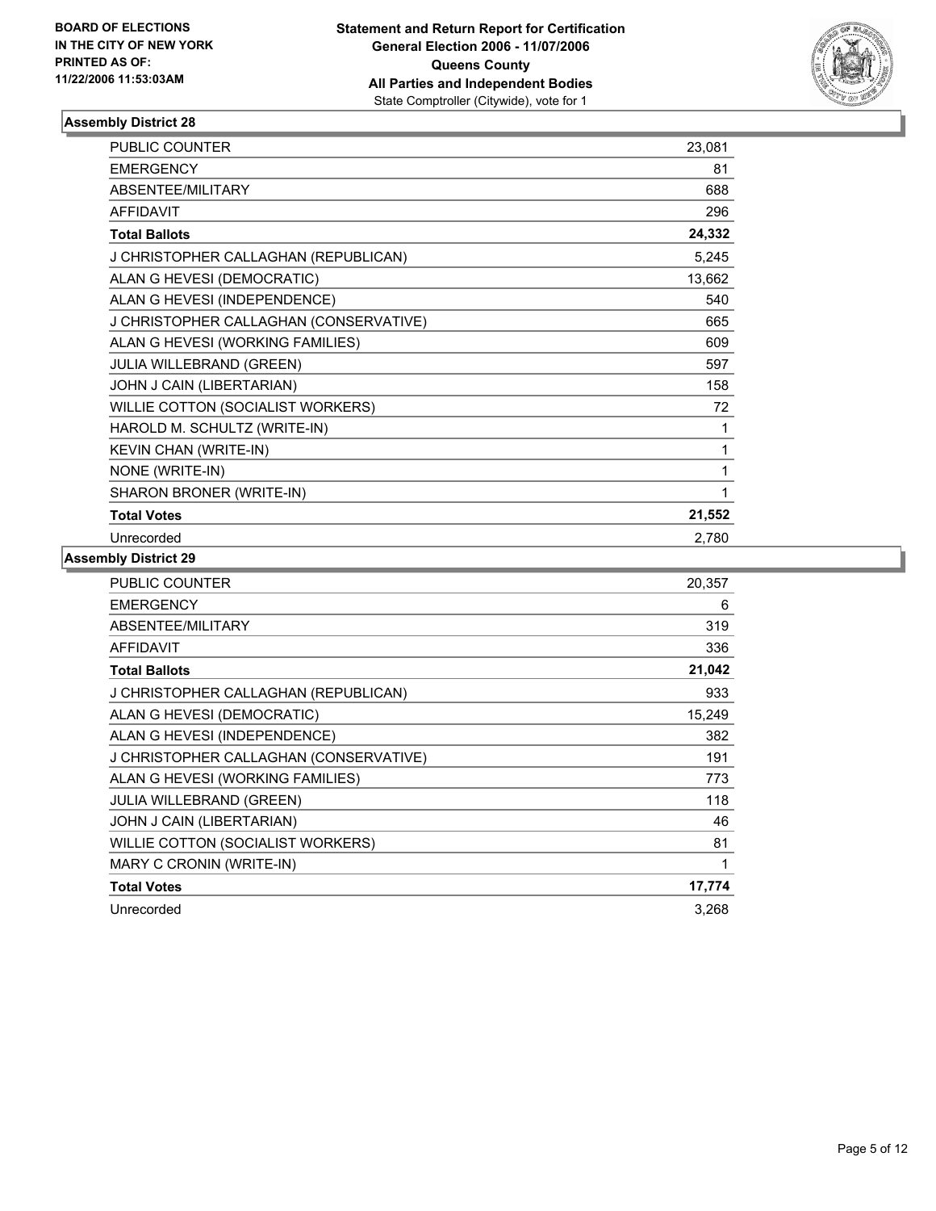**BOARD OF ELECTIONS IN THE CITY OF NEW YORK PRINTED AS OF: 11/22/2006 11:53:03AM**

**Statement and Return Report for Certification General Election 2006 - 11/07/2006 Queens County All Parties and Independent Bodies**
State Comptroller (Citywide), vote for 1

## Assembly District 28

| | |
|---|---|
| PUBLIC COUNTER | 23,081 |
| EMERGENCY | 81 |
| ABSENTEE/MILITARY | 688 |
| AFFIDAVIT | 296 |
| **Total Ballots** | **24,332** |
| J CHRISTOPHER CALLAGHAN (REPUBLICAN) | 5,245 |
| ALAN G HEVESI (DEMOCRATIC) | 13,662 |
| ALAN G HEVESI (INDEPENDENCE) | 540 |
| J CHRISTOPHER CALLAGHAN (CONSERVATIVE) | 665 |
| ALAN G HEVESI (WORKING FAMILIES) | 609 |
| JULIA WILLEBRAND (GREEN) | 597 |
| JOHN J CAIN (LIBERTARIAN) | 158 |
| WILLIE COTTON (SOCIALIST WORKERS) | 72 |
| HAROLD M. SCHULTZ (WRITE-IN) | 1 |
| KEVIN CHAN (WRITE-IN) | 1 |
| NONE (WRITE-IN) | 1 |
| SHARON BRONER (WRITE-IN) | 1 |
| **Total Votes** | **21,552** |
| Unrecorded | 2,780 |

## Assembly District 29

| | |
|---|---|
| PUBLIC COUNTER | 20,357 |
| EMERGENCY | 6 |
| ABSENTEE/MILITARY | 319 |
| AFFIDAVIT | 336 |
| **Total Ballots** | **21,042** |
| J CHRISTOPHER CALLAGHAN (REPUBLICAN) | 933 |
| ALAN G HEVESI (DEMOCRATIC) | 15,249 |
| ALAN G HEVESI (INDEPENDENCE) | 382 |
| J CHRISTOPHER CALLAGHAN (CONSERVATIVE) | 191 |
| ALAN G HEVESI (WORKING FAMILIES) | 773 |
| JULIA WILLEBRAND (GREEN) | 118 |
| JOHN J CAIN (LIBERTARIAN) | 46 |
| WILLIE COTTON (SOCIALIST WORKERS) | 81 |
| MARY C CRONIN (WRITE-IN) | 1 |
| **Total Votes** | **17,774** |
| Unrecorded | 3,268 |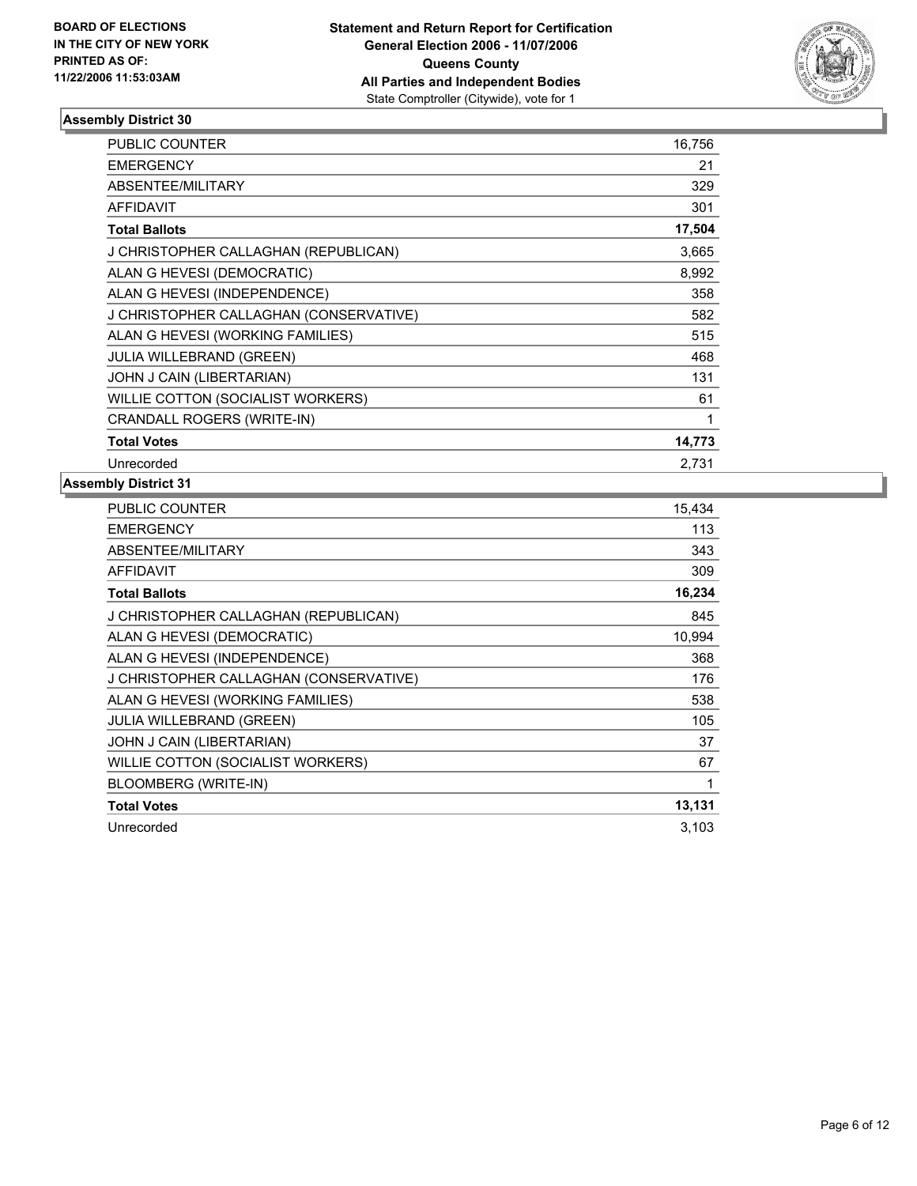**BOARD OF ELECTIONS IN THE CITY OF NEW YORK PRINTED AS OF: 11/22/2006 11:53:03AM**

**Statement and Return Report for Certification**
**General Election 2006 - 11/07/2006**
**Queens County**
**All Parties and Independent Bodies**
State Comptroller (Citywide), vote for 1

### Assembly District 30

| | |
|---|---|
| PUBLIC COUNTER | 16,756 |
| EMERGENCY | 21 |
| ABSENTEE/MILITARY | 329 |
| AFFIDAVIT | 301 |
| **Total Ballots** | **17,504** |
| J CHRISTOPHER CALLAGHAN (REPUBLICAN) | 3,665 |
| ALAN G HEVESI (DEMOCRATIC) | 8,992 |
| ALAN G HEVESI (INDEPENDENCE) | 358 |
| J CHRISTOPHER CALLAGHAN (CONSERVATIVE) | 582 |
| ALAN G HEVESI (WORKING FAMILIES) | 515 |
| JULIA WILLEBRAND (GREEN) | 468 |
| JOHN J CAIN (LIBERTARIAN) | 131 |
| WILLIE COTTON (SOCIALIST WORKERS) | 61 |
| CRANDALL ROGERS (WRITE-IN) | 1 |
| **Total Votes** | **14,773** |
| Unrecorded | 2,731 |

### Assembly District 31

| | |
|---|---|
| PUBLIC COUNTER | 15,434 |
| EMERGENCY | 113 |
| ABSENTEE/MILITARY | 343 |
| AFFIDAVIT | 309 |
| **Total Ballots** | **16,234** |
| J CHRISTOPHER CALLAGHAN (REPUBLICAN) | 845 |
| ALAN G HEVESI (DEMOCRATIC) | 10,994 |
| ALAN G HEVESI (INDEPENDENCE) | 368 |
| J CHRISTOPHER CALLAGHAN (CONSERVATIVE) | 176 |
| ALAN G HEVESI (WORKING FAMILIES) | 538 |
| JULIA WILLEBRAND (GREEN) | 105 |
| JOHN J CAIN (LIBERTARIAN) | 37 |
| WILLIE COTTON (SOCIALIST WORKERS) | 67 |
| BLOOMBERG (WRITE-IN) | 1 |
| **Total Votes** | **13,131** |
| Unrecorded | 3,103 |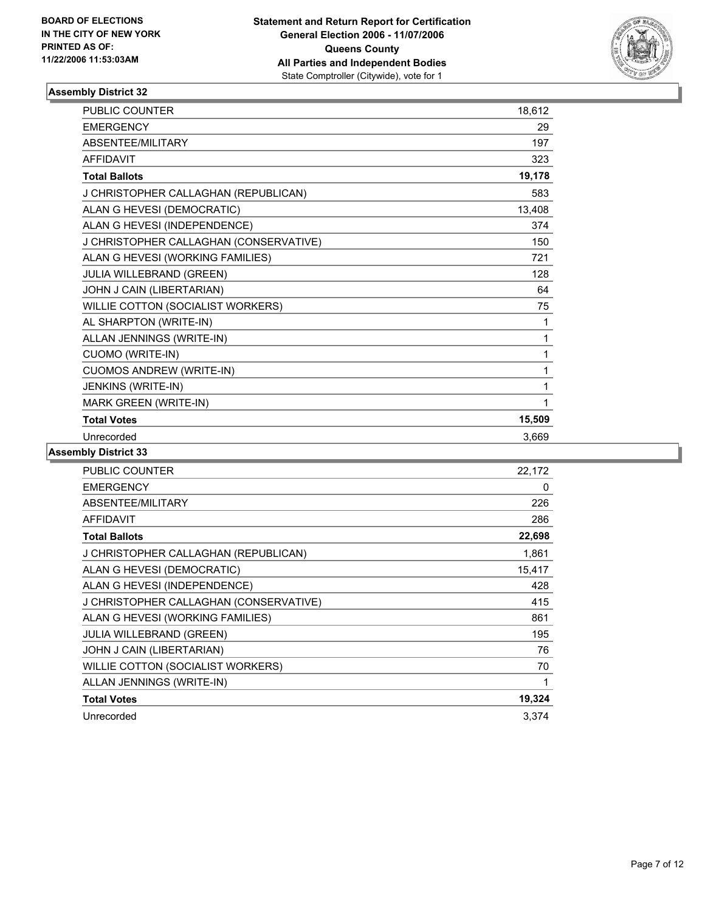**BOARD OF ELECTIONS IN THE CITY OF NEW YORK PRINTED AS OF: 11/22/2006 11:53:03AM**

**Statement and Return Report for Certification General Election 2006 - 11/07/2006 Queens County All Parties and Independent Bodies**
State Comptroller (Citywide), vote for 1

### Assembly District 32

| | |
|---|---|
| PUBLIC COUNTER | 18,612 |
| EMERGENCY | 29 |
| ABSENTEE/MILITARY | 197 |
| AFFIDAVIT | 323 |
| **Total Ballots** | **19,178** |
| J CHRISTOPHER CALLAGHAN (REPUBLICAN) | 583 |
| ALAN G HEVESI (DEMOCRATIC) | 13,408 |
| ALAN G HEVESI (INDEPENDENCE) | 374 |
| J CHRISTOPHER CALLAGHAN (CONSERVATIVE) | 150 |
| ALAN G HEVESI (WORKING FAMILIES) | 721 |
| JULIA WILLEBRAND (GREEN) | 128 |
| JOHN J CAIN (LIBERTARIAN) | 64 |
| WILLIE COTTON (SOCIALIST WORKERS) | 75 |
| AL SHARPTON (WRITE-IN) | 1 |
| ALLAN JENNINGS (WRITE-IN) | 1 |
| CUOMO (WRITE-IN) | 1 |
| CUOMOS ANDREW (WRITE-IN) | 1 |
| JENKINS (WRITE-IN) | 1 |
| MARK GREEN (WRITE-IN) | 1 |
| **Total Votes** | **15,509** |
| Unrecorded | 3,669 |

### Assembly District 33

| | |
|---|---|
| PUBLIC COUNTER | 22,172 |
| EMERGENCY | 0 |
| ABSENTEE/MILITARY | 226 |
| AFFIDAVIT | 286 |
| **Total Ballots** | **22,698** |
| J CHRISTOPHER CALLAGHAN (REPUBLICAN) | 1,861 |
| ALAN G HEVESI (DEMOCRATIC) | 15,417 |
| ALAN G HEVESI (INDEPENDENCE) | 428 |
| J CHRISTOPHER CALLAGHAN (CONSERVATIVE) | 415 |
| ALAN G HEVESI (WORKING FAMILIES) | 861 |
| JULIA WILLEBRAND (GREEN) | 195 |
| JOHN J CAIN (LIBERTARIAN) | 76 |
| WILLIE COTTON (SOCIALIST WORKERS) | 70 |
| ALLAN JENNINGS (WRITE-IN) | 1 |
| **Total Votes** | **19,324** |
| Unrecorded | 3,374 |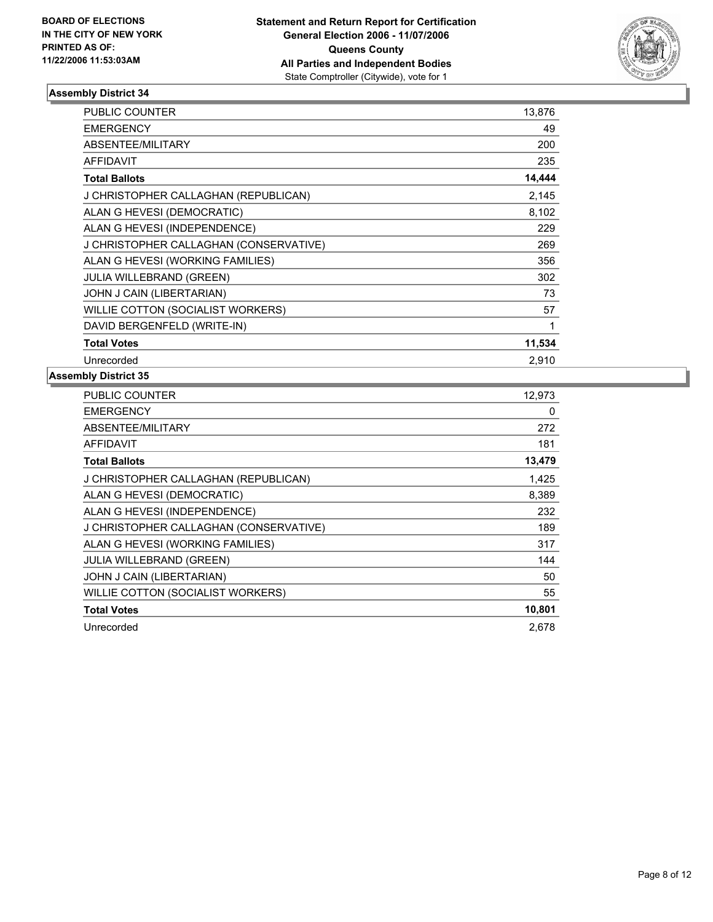**BOARD OF ELECTIONS IN THE CITY OF NEW YORK PRINTED AS OF: 11/22/2006 11:53:03AM**

**Statement and Return Report for Certification General Election 2006 - 11/07/2006 Queens County All Parties and Independent Bodies**
State Comptroller (Citywide), vote for 1

## Assembly District 34

| | |
|---|---|
| PUBLIC COUNTER | 13,876 |
| EMERGENCY | 49 |
| ABSENTEE/MILITARY | 200 |
| AFFIDAVIT | 235 |
| **Total Ballots** | **14,444** |
| J CHRISTOPHER CALLAGHAN (REPUBLICAN) | 2,145 |
| ALAN G HEVESI (DEMOCRATIC) | 8,102 |
| ALAN G HEVESI (INDEPENDENCE) | 229 |
| J CHRISTOPHER CALLAGHAN (CONSERVATIVE) | 269 |
| ALAN G HEVESI (WORKING FAMILIES) | 356 |
| JULIA WILLEBRAND (GREEN) | 302 |
| JOHN J CAIN (LIBERTARIAN) | 73 |
| WILLIE COTTON (SOCIALIST WORKERS) | 57 |
| DAVID BERGENFELD (WRITE-IN) | 1 |
| **Total Votes** | **11,534** |
| Unrecorded | 2,910 |

## Assembly District 35

| | |
|---|---|
| PUBLIC COUNTER | 12,973 |
| EMERGENCY | 0 |
| ABSENTEE/MILITARY | 272 |
| AFFIDAVIT | 181 |
| **Total Ballots** | **13,479** |
| J CHRISTOPHER CALLAGHAN (REPUBLICAN) | 1,425 |
| ALAN G HEVESI (DEMOCRATIC) | 8,389 |
| ALAN G HEVESI (INDEPENDENCE) | 232 |
| J CHRISTOPHER CALLAGHAN (CONSERVATIVE) | 189 |
| ALAN G HEVESI (WORKING FAMILIES) | 317 |
| JULIA WILLEBRAND (GREEN) | 144 |
| JOHN J CAIN (LIBERTARIAN) | 50 |
| WILLIE COTTON (SOCIALIST WORKERS) | 55 |
| **Total Votes** | **10,801** |
| Unrecorded | 2,678 |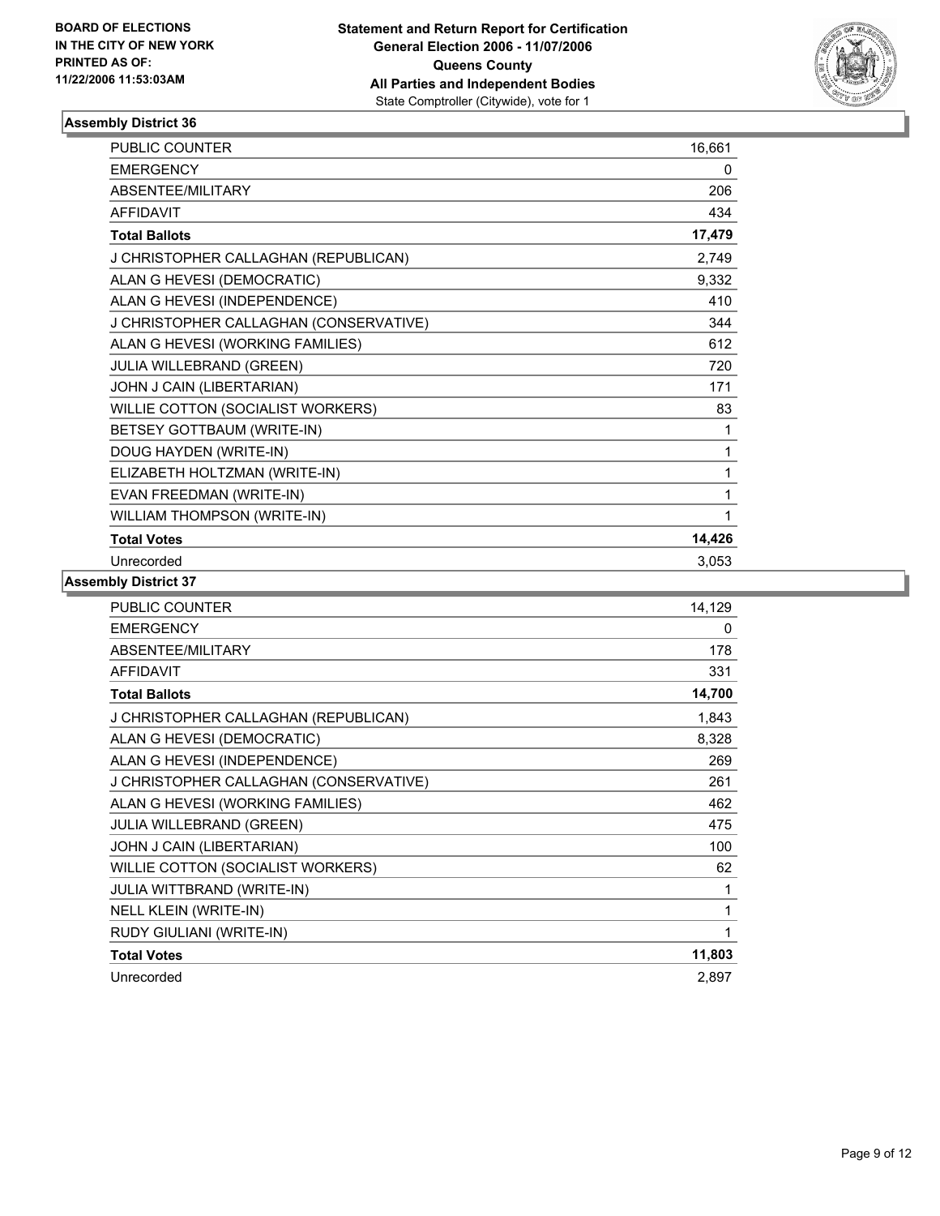**BOARD OF ELECTIONS IN THE CITY OF NEW YORK PRINTED AS OF: 11/22/2006 11:53:03AM**

# Statement and Return Report for Certification
## General Election 2006 - 11/07/2006
## Queens County
## All Parties and Independent Bodies
State Comptroller (Citywide), vote for 1

### Assembly District 36

| | |
|---|---|
| PUBLIC COUNTER | 16,661 |
| EMERGENCY | 0 |
| ABSENTEE/MILITARY | 206 |
| AFFIDAVIT | 434 |
| **Total Ballots** | **17,479** |
| J CHRISTOPHER CALLAGHAN (REPUBLICAN) | 2,749 |
| ALAN G HEVESI (DEMOCRATIC) | 9,332 |
| ALAN G HEVESI (INDEPENDENCE) | 410 |
| J CHRISTOPHER CALLAGHAN (CONSERVATIVE) | 344 |
| ALAN G HEVESI (WORKING FAMILIES) | 612 |
| JULIA WILLEBRAND (GREEN) | 720 |
| JOHN J CAIN (LIBERTARIAN) | 171 |
| WILLIE COTTON (SOCIALIST WORKERS) | 83 |
| BETSEY GOTTBAUM (WRITE-IN) | 1 |
| DOUG HAYDEN (WRITE-IN) | 1 |
| ELIZABETH HOLTZMAN (WRITE-IN) | 1 |
| EVAN FREEDMAN (WRITE-IN) | 1 |
| WILLIAM THOMPSON (WRITE-IN) | 1 |
| **Total Votes** | **14,426** |
| Unrecorded | 3,053 |

### Assembly District 37

| | |
|---|---|
| PUBLIC COUNTER | 14,129 |
| EMERGENCY | 0 |
| ABSENTEE/MILITARY | 178 |
| AFFIDAVIT | 331 |
| **Total Ballots** | **14,700** |
| J CHRISTOPHER CALLAGHAN (REPUBLICAN) | 1,843 |
| ALAN G HEVESI (DEMOCRATIC) | 8,328 |
| ALAN G HEVESI (INDEPENDENCE) | 269 |
| J CHRISTOPHER CALLAGHAN (CONSERVATIVE) | 261 |
| ALAN G HEVESI (WORKING FAMILIES) | 462 |
| JULIA WILLEBRAND (GREEN) | 475 |
| JOHN J CAIN (LIBERTARIAN) | 100 |
| WILLIE COTTON (SOCIALIST WORKERS) | 62 |
| JULIA WITTBRAND (WRITE-IN) | 1 |
| NELL KLEIN (WRITE-IN) | 1 |
| RUDY GIULIANI (WRITE-IN) | 1 |
| **Total Votes** | **11,803** |
| Unrecorded | 2,897 |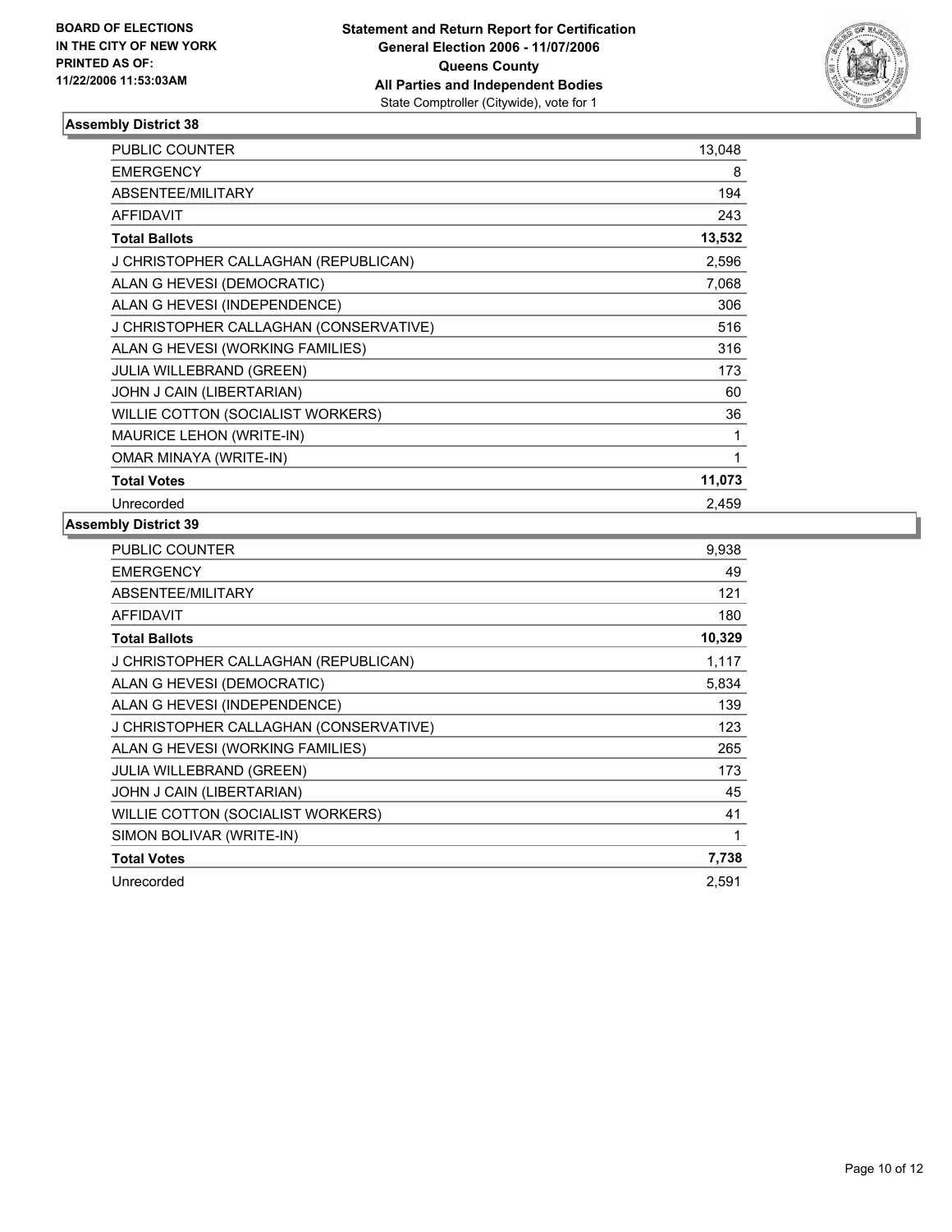**BOARD OF ELECTIONS IN THE CITY OF NEW YORK PRINTED AS OF: 11/22/2006 11:53:03AM**

**Statement and Return Report for Certification**
**General Election 2006 - 11/07/2006**
**Queens County**
**All Parties and Independent Bodies**
State Comptroller (Citywide), vote for 1

## Assembly District 38

| | |
|---|---|
| PUBLIC COUNTER | 13,048 |
| EMERGENCY | 8 |
| ABSENTEE/MILITARY | 194 |
| AFFIDAVIT | 243 |
| **Total Ballots** | **13,532** |
| J CHRISTOPHER CALLAGHAN (REPUBLICAN) | 2,596 |
| ALAN G HEVESI (DEMOCRATIC) | 7,068 |
| ALAN G HEVESI (INDEPENDENCE) | 306 |
| J CHRISTOPHER CALLAGHAN (CONSERVATIVE) | 516 |
| ALAN G HEVESI (WORKING FAMILIES) | 316 |
| JULIA WILLEBRAND (GREEN) | 173 |
| JOHN J CAIN (LIBERTARIAN) | 60 |
| WILLIE COTTON (SOCIALIST WORKERS) | 36 |
| MAURICE LEHON (WRITE-IN) | 1 |
| OMAR MINAYA (WRITE-IN) | 1 |
| **Total Votes** | **11,073** |
| Unrecorded | 2,459 |

## Assembly District 39

| | |
|---|---|
| PUBLIC COUNTER | 9,938 |
| EMERGENCY | 49 |
| ABSENTEE/MILITARY | 121 |
| AFFIDAVIT | 180 |
| **Total Ballots** | **10,329** |
| J CHRISTOPHER CALLAGHAN (REPUBLICAN) | 1,117 |
| ALAN G HEVESI (DEMOCRATIC) | 5,834 |
| ALAN G HEVESI (INDEPENDENCE) | 139 |
| J CHRISTOPHER CALLAGHAN (CONSERVATIVE) | 123 |
| ALAN G HEVESI (WORKING FAMILIES) | 265 |
| JULIA WILLEBRAND (GREEN) | 173 |
| JOHN J CAIN (LIBERTARIAN) | 45 |
| WILLIE COTTON (SOCIALIST WORKERS) | 41 |
| SIMON BOLIVAR (WRITE-IN) | 1 |
| **Total Votes** | **7,738** |
| Unrecorded | 2,591 |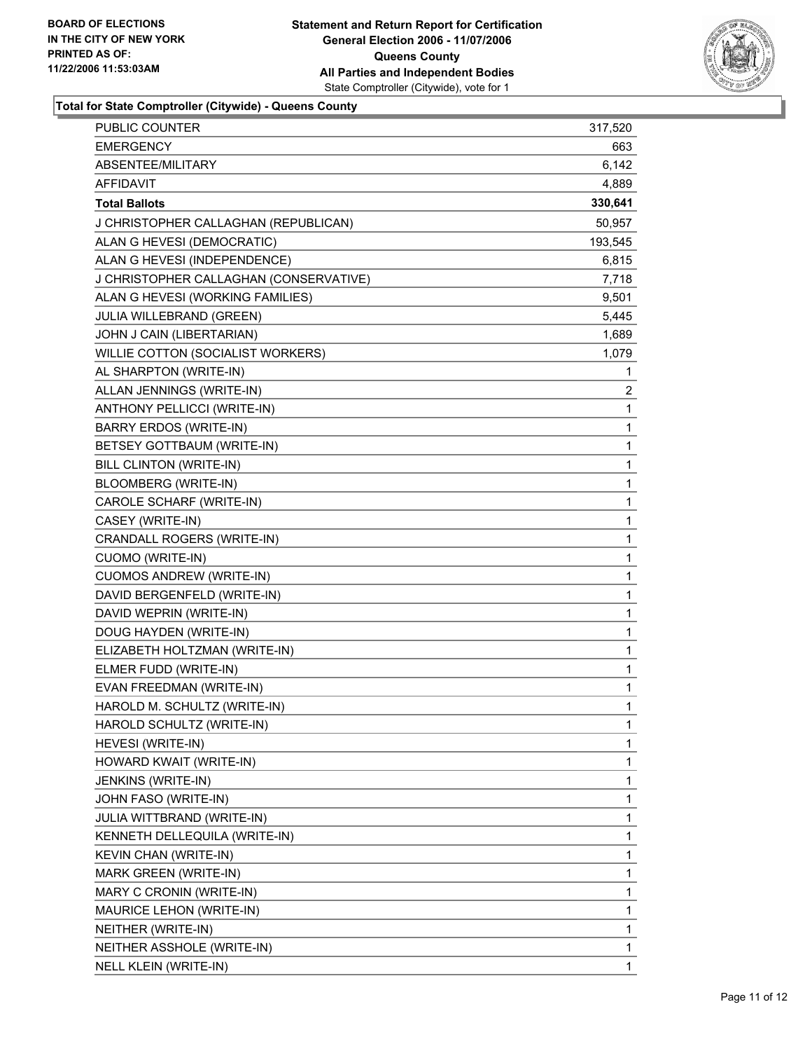BOARD OF ELECTIONS
IN THE CITY OF NEW YORK
PRINTED AS OF:
11/22/2006 11:53:03AM

**Statement and Return Report for Certification**
**General Election 2006 - 11/07/2006**
**Queens County**
**All Parties and Independent Bodies**
State Comptroller (Citywide), vote for 1

**Total for State Comptroller (Citywide) - Queens County**

| | |
|---|---|
| PUBLIC COUNTER | 317,520 |
| EMERGENCY | 663 |
| ABSENTEE/MILITARY | 6,142 |
| AFFIDAVIT | 4,889 |
| **Total Ballots** | **330,641** |
| J CHRISTOPHER CALLAGHAN (REPUBLICAN) | 50,957 |
| ALAN G HEVESI (DEMOCRATIC) | 193,545 |
| ALAN G HEVESI (INDEPENDENCE) | 6,815 |
| J CHRISTOPHER CALLAGHAN (CONSERVATIVE) | 7,718 |
| ALAN G HEVESI (WORKING FAMILIES) | 9,501 |
| JULIA WILLEBRAND (GREEN) | 5,445 |
| JOHN J CAIN (LIBERTARIAN) | 1,689 |
| WILLIE COTTON (SOCIALIST WORKERS) | 1,079 |
| AL SHARPTON (WRITE-IN) | 1 |
| ALLAN JENNINGS (WRITE-IN) | 2 |
| ANTHONY PELLICCI (WRITE-IN) | 1 |
| BARRY ERDOS (WRITE-IN) | 1 |
| BETSEY GOTTBAUM (WRITE-IN) | 1 |
| BILL CLINTON (WRITE-IN) | 1 |
| BLOOMBERG (WRITE-IN) | 1 |
| CAROLE SCHARF (WRITE-IN) | 1 |
| CASEY (WRITE-IN) | 1 |
| CRANDALL ROGERS (WRITE-IN) | 1 |
| CUOMO (WRITE-IN) | 1 |
| CUOMOS ANDREW (WRITE-IN) | 1 |
| DAVID BERGENFELD (WRITE-IN) | 1 |
| DAVID WEPRIN (WRITE-IN) | 1 |
| DOUG HAYDEN (WRITE-IN) | 1 |
| ELIZABETH HOLTZMAN (WRITE-IN) | 1 |
| ELMER FUDD (WRITE-IN) | 1 |
| EVAN FREEDMAN (WRITE-IN) | 1 |
| HAROLD M. SCHULTZ (WRITE-IN) | 1 |
| HAROLD SCHULTZ (WRITE-IN) | 1 |
| HEVESI (WRITE-IN) | 1 |
| HOWARD KWAIT (WRITE-IN) | 1 |
| JENKINS (WRITE-IN) | 1 |
| JOHN FASO (WRITE-IN) | 1 |
| JULIA WITTBRAND (WRITE-IN) | 1 |
| KENNETH DELLEQUILA (WRITE-IN) | 1 |
| KEVIN CHAN (WRITE-IN) | 1 |
| MARK GREEN (WRITE-IN) | 1 |
| MARY C CRONIN (WRITE-IN) | 1 |
| MAURICE LEHON (WRITE-IN) | 1 |
| NEITHER (WRITE-IN) | 1 |
| NEITHER ASSHOLE (WRITE-IN) | 1 |
| NELL KLEIN (WRITE-IN) | 1 |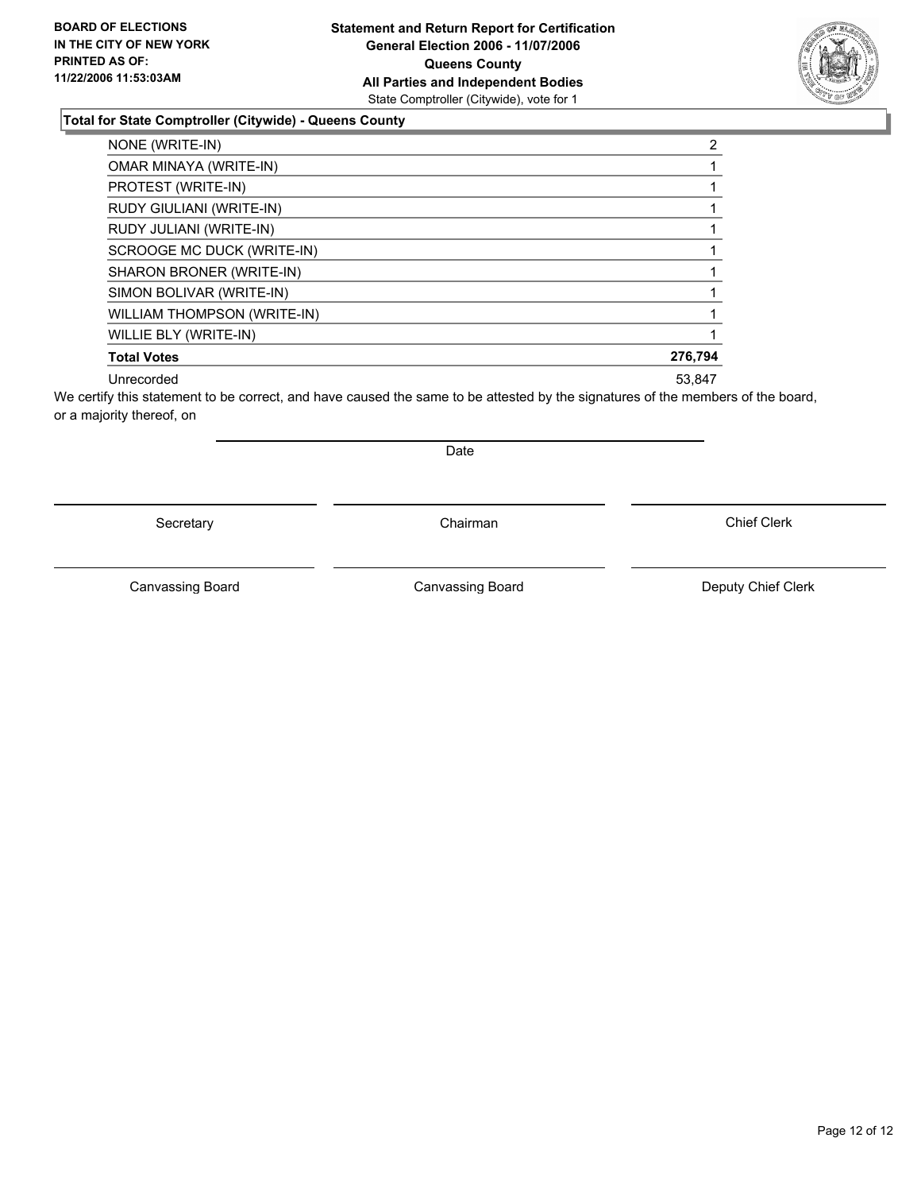**BOARD OF ELECTIONS IN THE CITY OF NEW YORK PRINTED AS OF: 11/22/2006 11:53:03AM**

**Statement and Return Report for Certification**
**General Election 2006 - 11/07/2006**
**Queens County**
**All Parties and Independent Bodies**
State Comptroller (Citywide), vote for 1

**Total for State Comptroller (Citywide) - Queens County**

| | |
|---|---|
| NONE (WRITE-IN) | 2 |
| OMAR MINAYA (WRITE-IN) | 1 |
| PROTEST (WRITE-IN) | 1 |
| RUDY GIULIANI (WRITE-IN) | 1 |
| RUDY JULIANI (WRITE-IN) | 1 |
| SCROOGE MC DUCK (WRITE-IN) | 1 |
| SHARON BRONER (WRITE-IN) | 1 |
| SIMON BOLIVAR (WRITE-IN) | 1 |
| WILLIAM THOMPSON (WRITE-IN) | 1 |
| WILLIE BLY (WRITE-IN) | 1 |
| **Total Votes** | **276,794** |
| Unrecorded | 53,847 |

We certify this statement to be correct, and have caused the same to be attested by the signatures of the members of the board, or a majority thereof, on

Date

Secretary | Chairman | Chief Clerk

Canvassing Board | Canvassing Board | Deputy Chief Clerk